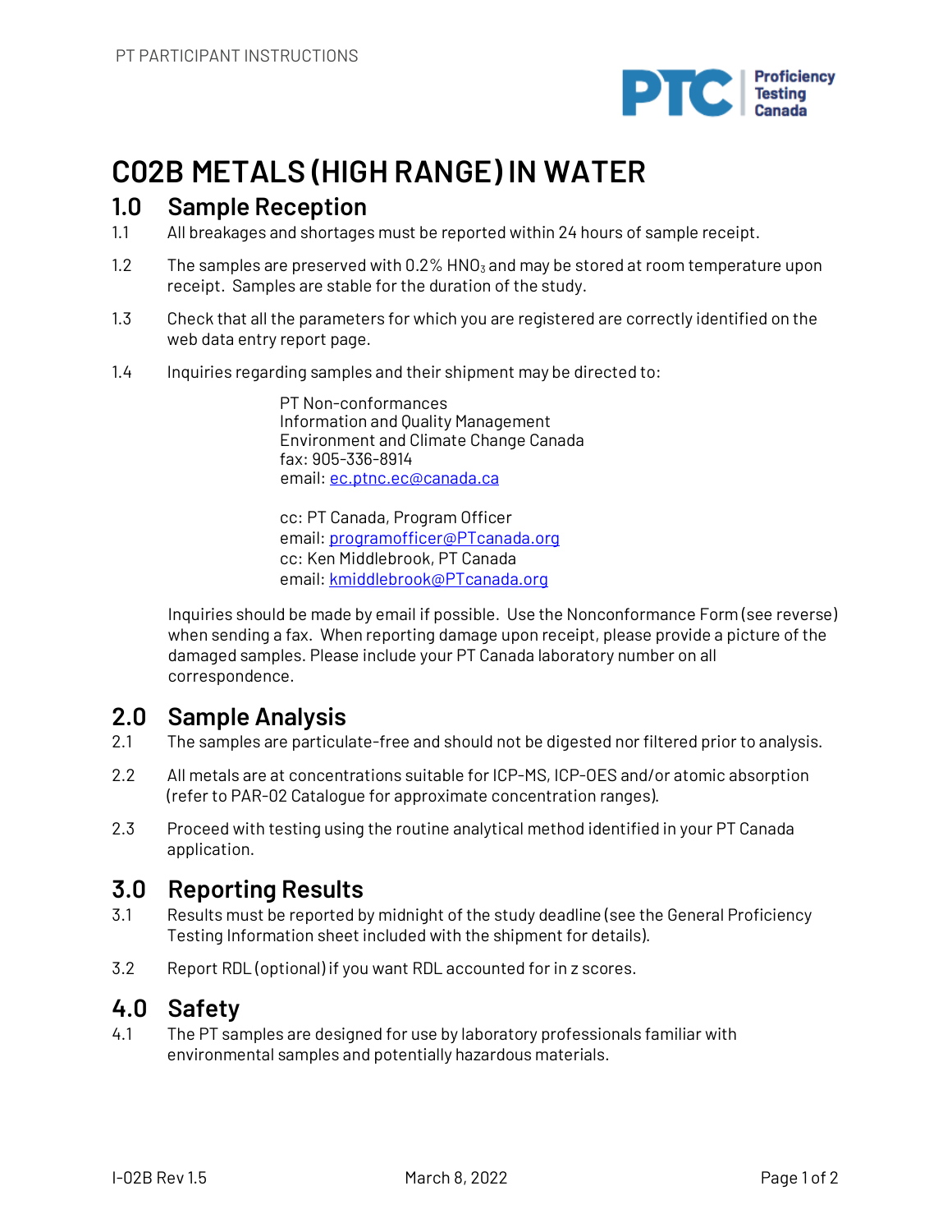# C02B METALS (HIGH RANGE) IN WATER

## 1.0 Sample Reception

1.1 All breakages and shortages must be reported within 24 hours of sample receipt.

1.2 The samples are preserved with 0.2% $HNO_3$ and may be stored at room temperature upon receipt. Samples are stable for the duration of the study.

1.3 Check that all the parameters for which you are registered are correctly identified on the web data entry report page.

1.4 Inquiries regarding samples and their shipment may be directed to:

PT Non-conformances
Information and Quality Management
Environment and Climate Change Canada
fax: 905-336-8914
email: ec.ptnc.ec@canada.ca

cc: PT Canada, Program Officer
email: programofficer@PTcanada.org
cc: Ken Middlebrook, PT Canada
email: kmiddlebrook@PTcanada.org

Inquiries should be made by email if possible. Use the Nonconformance Form (see reverse) when sending a fax. When reporting damage upon receipt, please provide a picture of the damaged samples. Please include your PT Canada laboratory number on all correspondence.

## 2.0 Sample Analysis

2.1 The samples are particulate-free and should not be digested nor filtered prior to analysis.

2.2 All metals are at concentrations suitable for ICP-MS, ICP-OES and/or atomic absorption (refer to PAR-02 Catalogue for approximate concentration ranges).

2.3 Proceed with testing using the routine analytical method identified in your PT Canada application.

## 3.0 Reporting Results

3.1 Results must be reported by midnight of the study deadline (see the General Proficiency Testing Information sheet included with the shipment for details).

3.2 Report RDL (optional) if you want RDL accounted for in z scores.

## 4.0 Safety

4.1 The PT samples are designed for use by laboratory professionals familiar with environmental samples and potentially hazardous materials.

I-02B Rev 1.5 March 8, 2022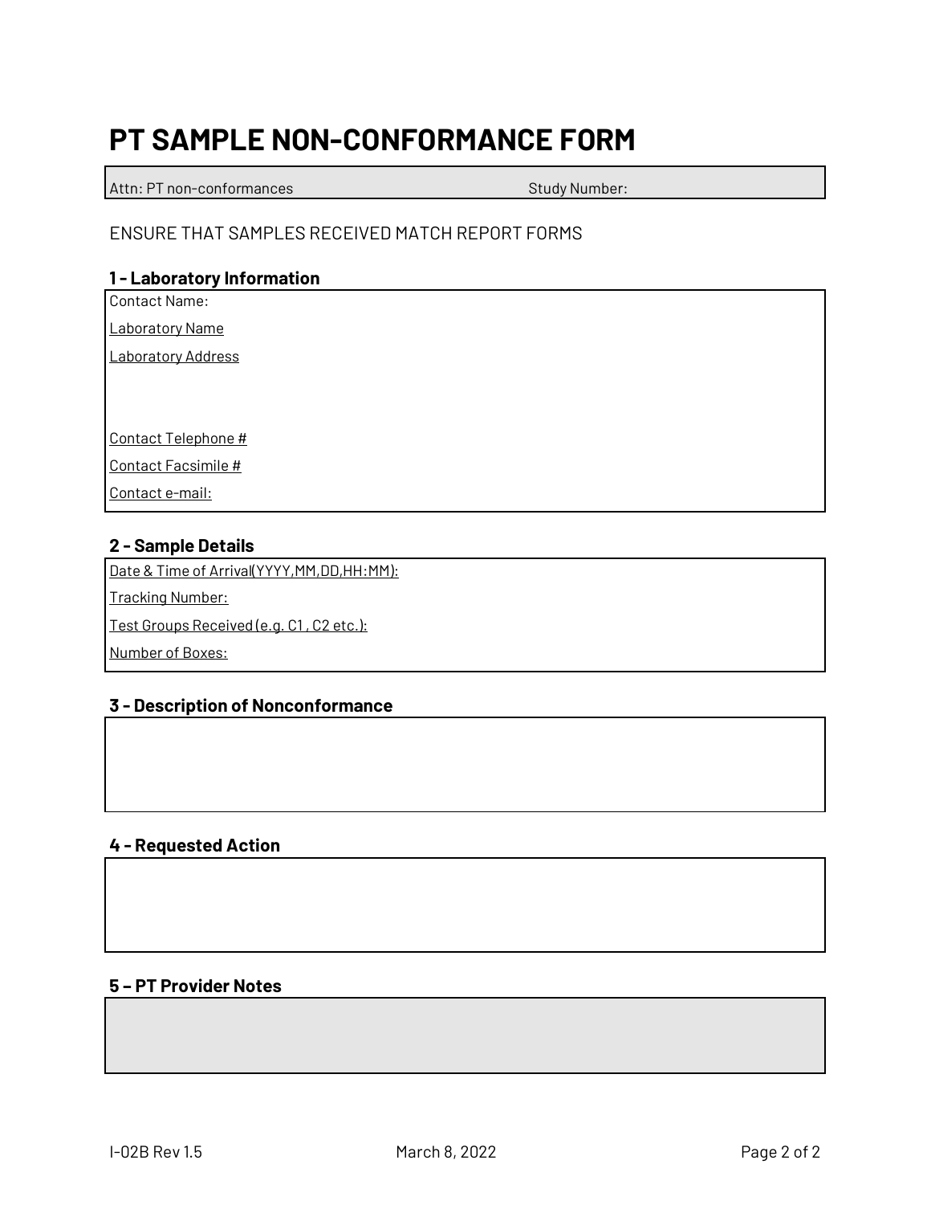# PT SAMPLE NON-CONFORMANCE FORM

Attn: PT non-conformances Study Number:

ENSURE THAT SAMPLES RECEIVED MATCH REPORT FORMS

### 1 - Laboratory Information

Contact Name:

Laboratory Name

Laboratory Address

Contact Telephone #

Contact Facsimile #

Contact e-mail:

### 2 - Sample Details

Date & Time of Arrival(YYYY,MM,DD,HH:MM):

Tracking Number:

Test Groups Received (e.g. C1 , C2 etc.):

Number of Boxes:

### 3 - Description of Nonconformance

### 4 - Requested Action

### 5 – PT Provider Notes

I-02B Rev 1.5 March 8, 2022